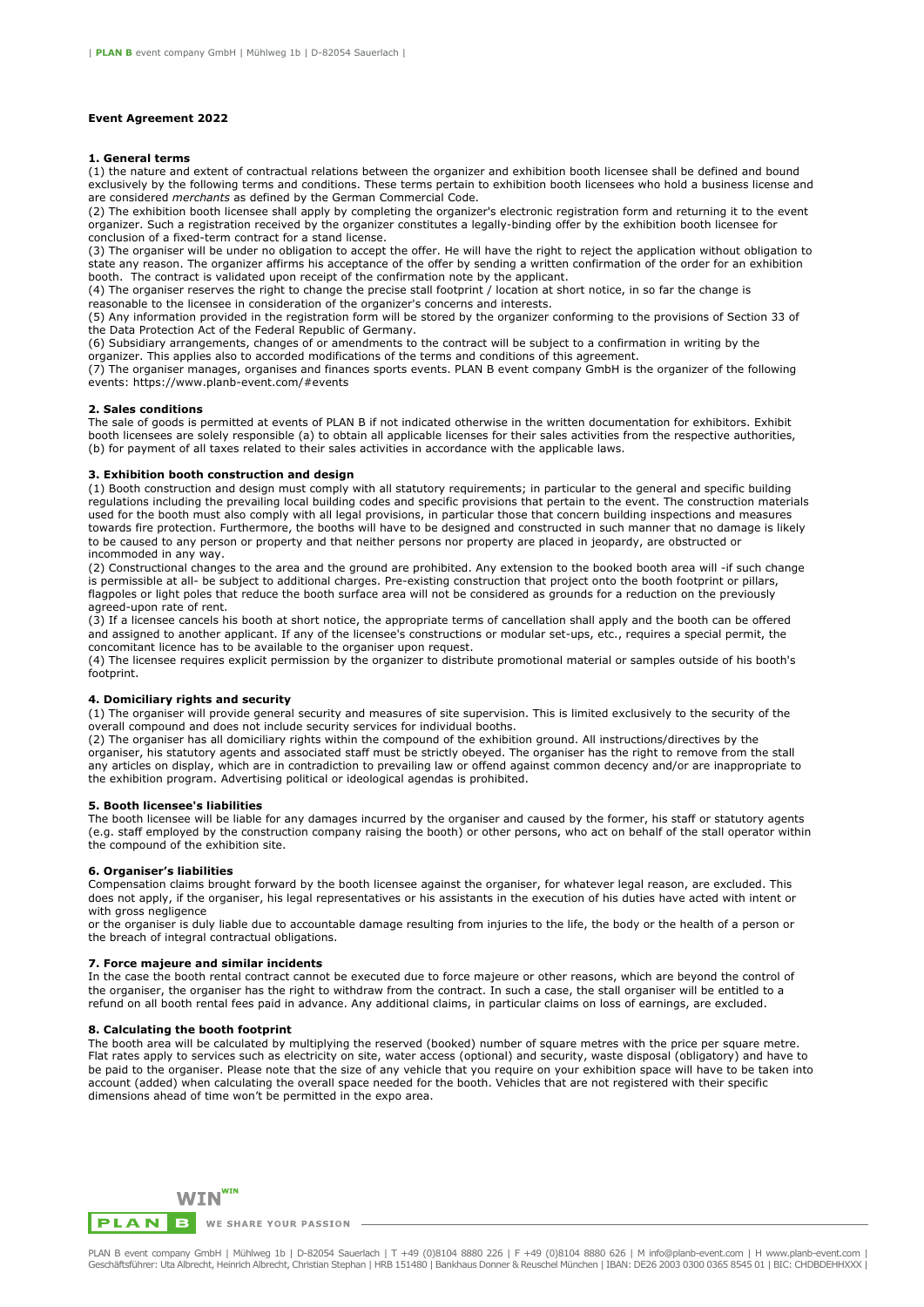# Event Agreement 2022

## 1. General terms

(1) the nature and extent of contractual relations between the organizer and exhibition booth licensee shall be defined and bound exclusively by the following terms and conditions. These terms pertain to exhibition booth licensees who hold a business license and are considered *merchants* as defined by the German Commercial Code.

(2) The exhibition booth licensee shall apply by completing the organizer's electronic registration form and returning it to the event organizer. Such a registration received by the organizer constitutes a legally-binding offer by the exhibition booth licensee for conclusion of a fixed-term contract for a stand license.

(3) The organiser will be under no obligation to accept the offer. He will have the right to reject the application without obligation to state any reason. The organizer affirms his acceptance of the offer by sending a written confirmation of the order for an exhibition booth. The contract is validated upon receipt of the confirmation note by the applicant.

(4) The organiser reserves the right to change the precise stall footprint / location at short notice, in so far the change is reasonable to the licensee in consideration of the organizer's concerns and interests.

(5) Any information provided in the registration form will be stored by the organizer conforming to the provisions of Section 33 of the Data Protection Act of the Federal Republic of Germany.

(6) Subsidiary arrangements, changes of or amendments to the contract will be subject to a confirmation in writing by the organizer. This applies also to accorded modifications of the terms and conditions of this agreement.

(7) The organiser manages, organises and finances sports events. PLAN B event company GmbH is the organizer of the following events: https://www.planb-event.com/#events

## 2. Sales conditions

The sale of goods is permitted at events of PLAN B if not indicated otherwise in the written documentation for exhibitors. Exhibit booth licensees are solely responsible (a) to obtain all applicable licenses for their sales activities from the respective authorities, (b) for payment of all taxes related to their sales activities in accordance with the applicable laws.

## 3. Exhibition booth construction and design

(1) Booth construction and design must comply with all statutory requirements; in particular to the general and specific building regulations including the prevailing local building codes and specific provisions that pertain to the event. The construction materials used for the booth must also comply with all legal provisions, in particular those that concern building inspections and measures towards fire protection. Furthermore, the booths will have to be designed and constructed in such manner that no damage is likely to be caused to any person or property and that neither persons nor property are placed in jeopardy, are obstructed or incommoded in any way.

(2) Constructional changes to the area and the ground are prohibited. Any extension to the booked booth area will -if such change is permissible at all- be subject to additional charges. Pre-existing construction that project onto the booth footprint or pillars, flagpoles or light poles that reduce the booth surface area will not be considered as grounds for a reduction on the previously agreed-upon rate of rent.

(3) If a licensee cancels his booth at short notice, the appropriate terms of cancellation shall apply and the booth can be offered and assigned to another applicant. If any of the licensee's constructions or modular set-ups, etc., requires a special permit, the concomitant licence has to be available to the organiser upon request.

(4) The licensee requires explicit permission by the organizer to distribute promotional material or samples outside of his booth's footprint.

## 4. Domiciliary rights and security

(1) The organiser will provide general security and measures of site supervision. This is limited exclusively to the security of the overall compound and does not include security services for individual booths.

(2) The organiser has all domiciliary rights within the compound of the exhibition ground. All instructions/directives by the organiser, his statutory agents and associated staff must be strictly obeyed. The organiser has the right to remove from the stall any articles on display, which are in contradiction to prevailing law or offend against common decency and/or are inappropriate to the exhibition program. Advertising political or ideological agendas is prohibited.

## 5. Booth licensee's liabilities

The booth licensee will be liable for any damages incurred by the organiser and caused by the former, his staff or statutory agents (e.g. staff employed by the construction company raising the booth) or other persons, who act on behalf of the stall operator within the compound of the exhibition site.

## 6. Organiser's liabilities

Compensation claims brought forward by the booth licensee against the organiser, for whatever legal reason, are excluded. This does not apply, if the organiser, his legal representatives or his assistants in the execution of his duties have acted with intent or with gross negligence

or the organiser is duly liable due to accountable damage resulting from injuries to the life, the body or the health of a person or the breach of integral contractual obligations.

## 7. Force majeure and similar incidents

In the case the booth rental contract cannot be executed due to force majeure or other reasons, which are beyond the control of the organiser, the organiser has the right to withdraw from the contract. In such a case, the stall organiser will be entitled to a refund on all booth rental fees paid in advance. Any additional claims, in particular claims on loss of earnings, are excluded.

## 8. Calculating the booth footprint

The booth area will be calculated by multiplying the reserved (booked) number of square metres with the price per square metre. Flat rates apply to services such as electricity on site, water access (optional) and security, waste disposal (obligatory) and have to be paid to the organiser. Please note that the size of any vehicle that you require on your exhibition space will have to be taken into account (added) when calculating the overall space needed for the booth. Vehicles that are not registered with their specific dimensions ahead of time won't be permitted in the expo area.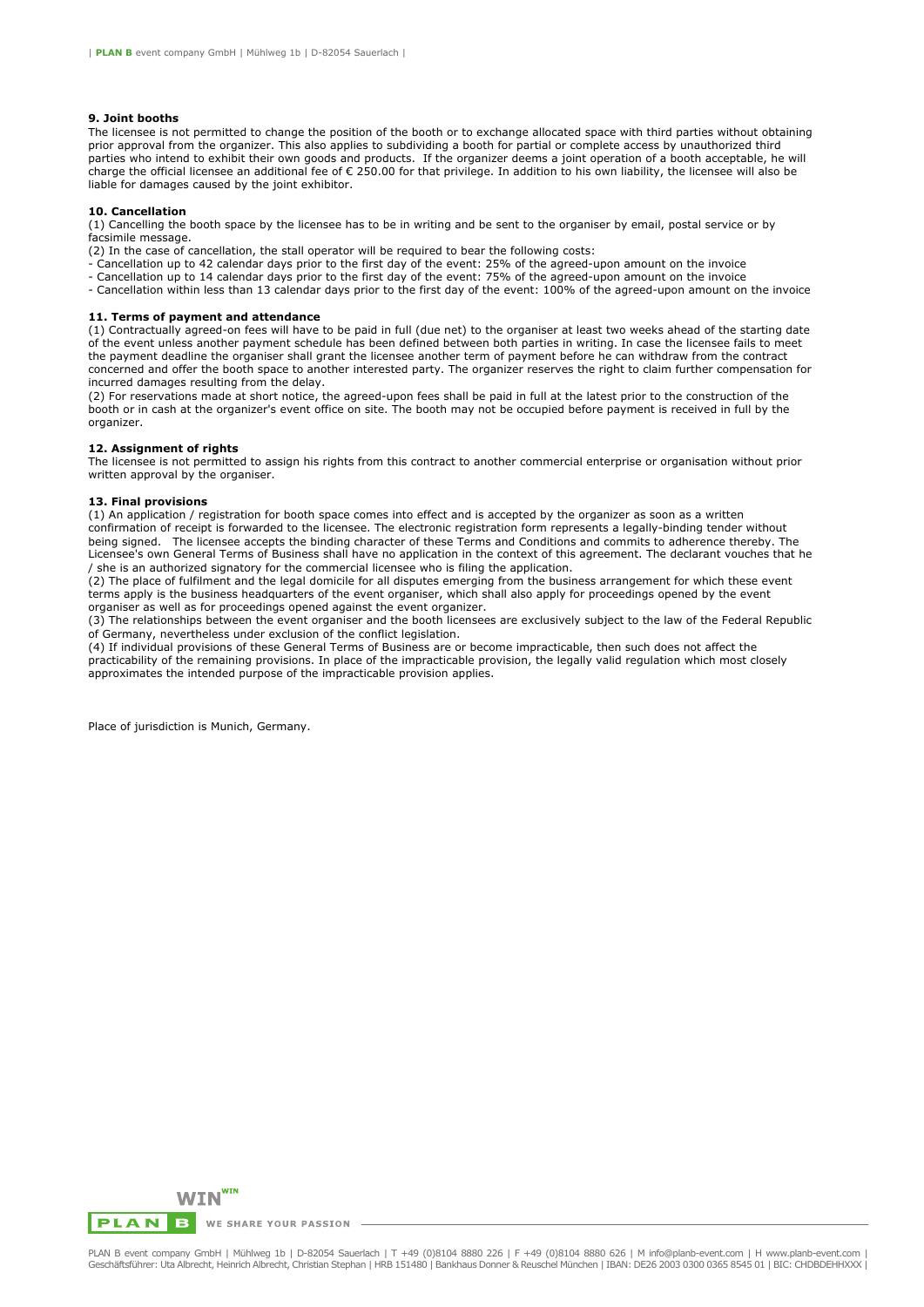### 9. Joint booths

The licensee is not permitted to change the position of the booth or to exchange allocated space with third parties without obtaining prior approval from the organizer. This also applies to subdividing a booth for partial or complete access by unauthorized third parties who intend to exhibit their own goods and products. If the organizer deems a joint operation of a booth acceptable, he will charge the official licensee an additional fee of € 250.00 for that privilege. In addition to his own liability, the licensee will also be liable for damages caused by the joint exhibitor.

### 10. Cancellation

(1) Cancelling the booth space by the licensee has to be in writing and be sent to the organiser by email, postal service or by facsimile message.

(2) In the case of cancellation, the stall operator will be required to bear the following costs:

- Cancellation up to 42 calendar days prior to the first day of the event: 25% of the agreed-upon amount on the invoice
- Cancellation up to 14 calendar days prior to the first day of the event: 75% of the agreed-upon amount on the invoice
- Cancellation within less than 13 calendar days prior to the first day of the event: 100% of the agreed-upon amount on the invoice

### 11. Terms of payment and attendance

(1) Contractually agreed-on fees will have to be paid in full (due net) to the organiser at least two weeks ahead of the starting date of the event unless another payment schedule has been defined between both parties in writing. In case the licensee fails to meet the payment deadline the organiser shall grant the licensee another term of payment before he can withdraw from the contract concerned and offer the booth space to another interested party. The organizer reserves the right to claim further compensation for incurred damages resulting from the delay.

(2) For reservations made at short notice, the agreed-upon fees shall be paid in full at the latest prior to the construction of the booth or in cash at the organizer's event office on site. The booth may not be occupied before payment is received in full by the organizer.

### 12. Assignment of rights

The licensee is not permitted to assign his rights from this contract to another commercial enterprise or organisation without prior written approval by the organiser.

### 13. Final provisions

(1) An application / registration for booth space comes into effect and is accepted by the organizer as soon as a written confirmation of receipt is forwarded to the licensee. The electronic registration form represents a legally-binding tender without being signed. The licensee accepts the binding character of these Terms and Conditions and commits to adherence thereby. The Licensee's own General Terms of Business shall have no application in the context of this agreement. The declarant vouches that he / she is an authorized signatory for the commercial licensee who is filing the application.

(2) The place of fulfilment and the legal domicile for all disputes emerging from the business arrangement for which these event terms apply is the business headquarters of the event organiser, which shall also apply for proceedings opened by the event organiser as well as for proceedings opened against the event organizer.

(3) The relationships between the event organiser and the booth licensees are exclusively subject to the law of the Federal Republic of Germany, nevertheless under exclusion of the conflict legislation.

(4) If individual provisions of these General Terms of Business are or become impracticable, then such does not affect the practicability of the remaining provisions. In place of the impracticable provision, the legally valid regulation which most closely approximates the intended purpose of the impracticable provision applies.

Place of jurisdiction is Munich, Germany.